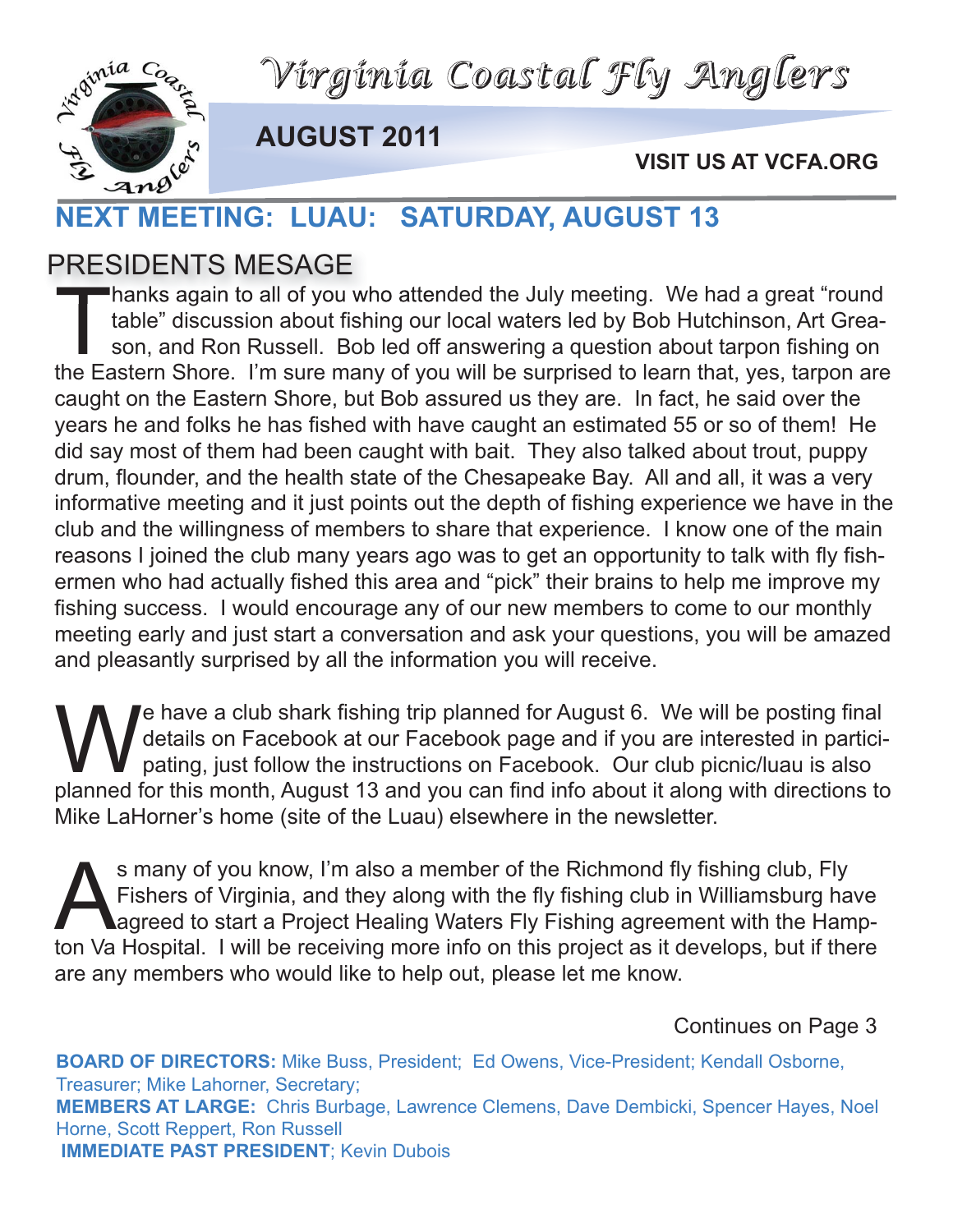# Virginia Coastal Fly Anglers

**AUGUST 2011**

**VISIT US AT VCFA.ORG**

## NEXT MEETING: LUAU: SATURDAY, AUGUST 13

## PRESIDENTS MESAGE

Thanks again to all of you who attended the July meeting. We had a great "round table" discussion about fishing our local waters led by Bob Hutchinson, Art Greason, and Ron Russell. Bob led off answering a question about tarpon fishing on the Eastern Shore. I'm sure many of you will be surprised to learn that, yes, tarpon are caught on the Eastern Shore, but Bob assured us they are. In fact, he said over the years he and folks he has fished with have caught an estimated 55 or so of them! He did say most of them had been caught with bait. They also talked about trout, puppy drum, flounder, and the health state of the Chesapeake Bay. All and all, it was a very informative meeting and it just points out the depth of fishing experience we have in the club and the willingness of members to share that experience. I know one of the main reasons I joined the club many years ago was to get an opportunity to talk with fly fishermen who had actually fished this area and "pick" their brains to help me improve my fishing success. I would encourage any of our new members to come to our monthly meeting early and just start a conversation and ask your questions, you will be amazed and pleasantly surprised by all the information you will receive.

We have a club shark fishing trip planned for August 6. We will be posting final details on Facebook at our Facebook page and if you are interested in participating, just follow the instructions on Facebook. Our club picnic/luau is also planned for this month, August 13 and you can find info about it along with directions to Mike LaHorner's home (site of the Luau) elsewhere in the newsletter.

As many of you know, I'm also a member of the Richmond fly fishing club, Fly Fishers of Virginia, and they along with the fly fishing club in Williamsburg have agreed to start a Project Healing Waters Fly Fishing agreement with the Hampton Va Hospital. I will be receiving more info on this project as it develops, but if there are any members who would like to help out, please let me know.

Continues on Page 3

**BOARD OF DIRECTORS:** Mike Buss, President; Ed Owens, Vice-President; Kendall Osborne, Treasurer; Mike Lahorner, Secretary;
**MEMBERS AT LARGE:** Chris Burbage, Lawrence Clemens, Dave Dembicki, Spencer Hayes, Noel Horne, Scott Reppert, Ron Russell
**IMMEDIATE PAST PRESIDENT**; Kevin Dubois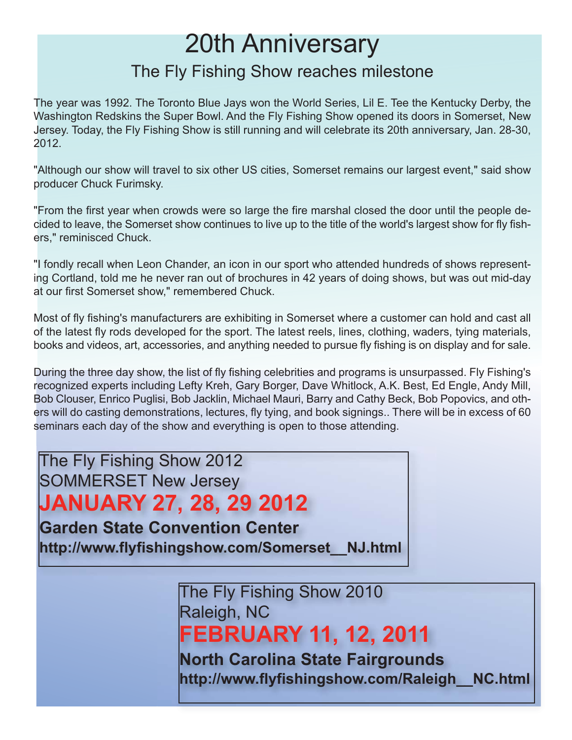# 20th Anniversary

## The Fly Fishing Show reaches milestone

The year was 1992. The Toronto Blue Jays won the World Series, Lil E. Tee the Kentucky Derby, the Washington Redskins the Super Bowl. And the Fly Fishing Show opened its doors in Somerset, New Jersey. Today, the Fly Fishing Show is still running and will celebrate its 20th anniversary, Jan. 28-30, 2012.

"Although our show will travel to six other US cities, Somerset remains our largest event," said show producer Chuck Furimsky.

"From the first year when crowds were so large the fire marshal closed the door until the people decided to leave, the Somerset show continues to live up to the title of the world's largest show for fly fishers," reminisced Chuck.

"I fondly recall when Leon Chander, an icon in our sport who attended hundreds of shows representing Cortland, told me he never ran out of brochures in 42 years of doing shows, but was out mid-day at our first Somerset show," remembered Chuck.

Most of fly fishing's manufacturers are exhibiting in Somerset where a customer can hold and cast all of the latest fly rods developed for the sport. The latest reels, lines, clothing, waders, tying materials, books and videos, art, accessories, and anything needed to pursue fly fishing is on display and for sale.

During the three day show, the list of fly fishing celebrities and programs is unsurpassed. Fly Fishing's recognized experts including Lefty Kreh, Gary Borger, Dave Whitlock, A.K. Best, Ed Engle, Andy Mill, Bob Clouser, Enrico Puglisi, Bob Jacklin, Michael Mauri, Barry and Cathy Beck, Bob Popovics, and others will do casting demonstrations, lectures, fly tying, and book signings.. There will be in excess of 60 seminars each day of the show and everything is open to those attending.

The Fly Fishing Show 2012
SOMMERSET New Jersey

**JANUARY 27, 28, 29 2012**

**Garden State Convention Center**

**http://www.flyfishingshow.com/Somerset__NJ.html**

The Fly Fishing Show 2010
Raleigh, NC

**FEBRUARY 11, 12, 2011**

**North Carolina State Fairgrounds**

**http://www.flyfishingshow.com/Raleigh__NC.html**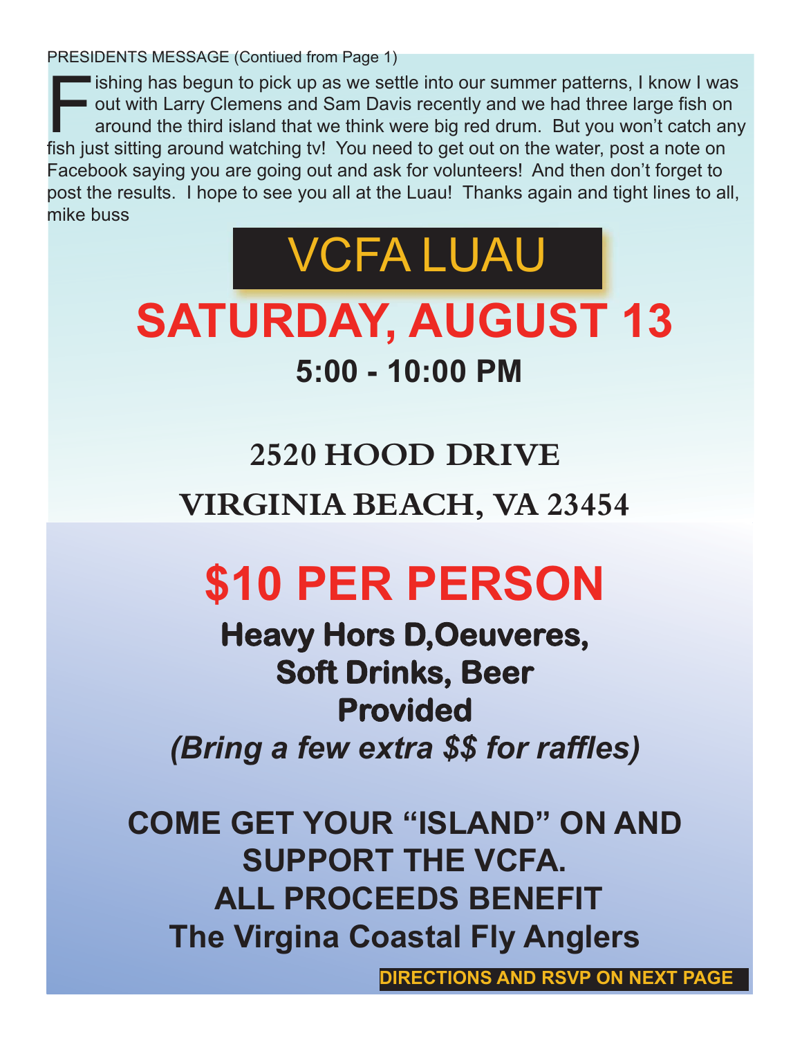PRESIDENTS MESSAGE (Contiued from Page 1)

Fishing has begun to pick up as we settle into our summer patterns, I know I was out with Larry Clemens and Sam Davis recently and we had three large fish on around the third island that we think were big red drum. But you won't catch any fish just sitting around watching tv! You need to get out on the water, post a note on Facebook saying you are going out and ask for volunteers! And then don't forget to post the results. I hope to see you all at the Luau! Thanks again and tight lines to all, mike buss

# VCFA LUAU

## SATURDAY, AUGUST 13

### 5:00 - 10:00 PM

**2520 HOOD DRIVE**

**VIRGINIA BEACH, VA 23454**

## $10 PER PERSON

**Heavy Hors D,Oeuveres,**
**Soft Drinks, Beer**
**Provided**
***(Bring a few extra $$ for raffles)***

**COME GET YOUR "ISLAND" ON AND SUPPORT THE VCFA.**
**ALL PROCEEDS BENEFIT**
**The Virgina Coastal Fly Anglers**

**DIRECTIONS AND RSVP ON NEXT PAGE**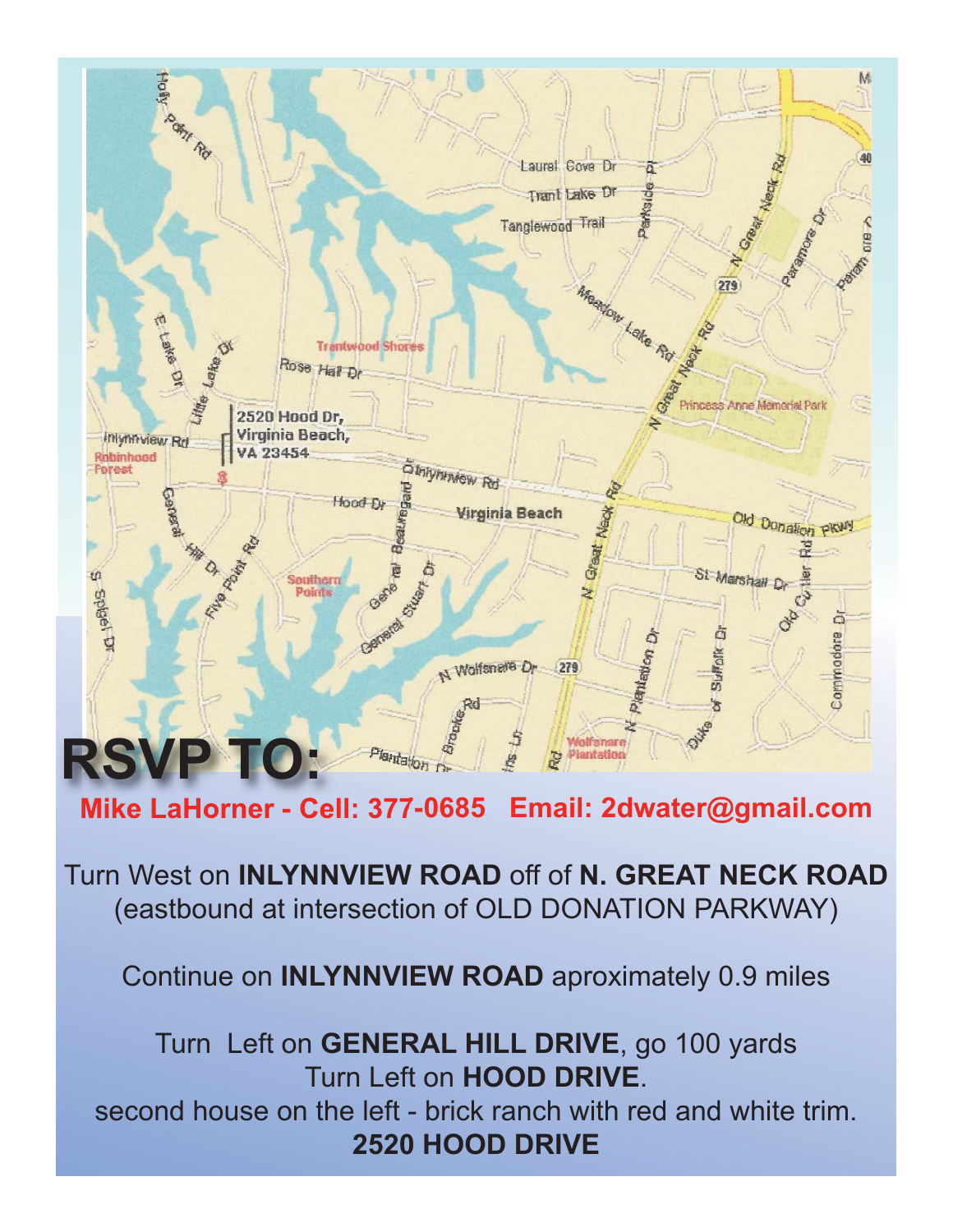# RSVP TO:

**Mike LaHorner - Cell: 377-0685 Email: 2dwater@gmail.com**

Turn West on **INLYNNVIEW ROAD** off of **N. GREAT NECK ROAD**
(eastbound at intersection of OLD DONATION PARKWAY)

Continue on **INLYNNVIEW ROAD** aproximately 0.9 miles

Turn Left on **GENERAL HILL DRIVE**, go 100 yards
Turn Left on **HOOD DRIVE**.
second house on the left - brick ranch with red and white trim.
**2520 HOOD DRIVE**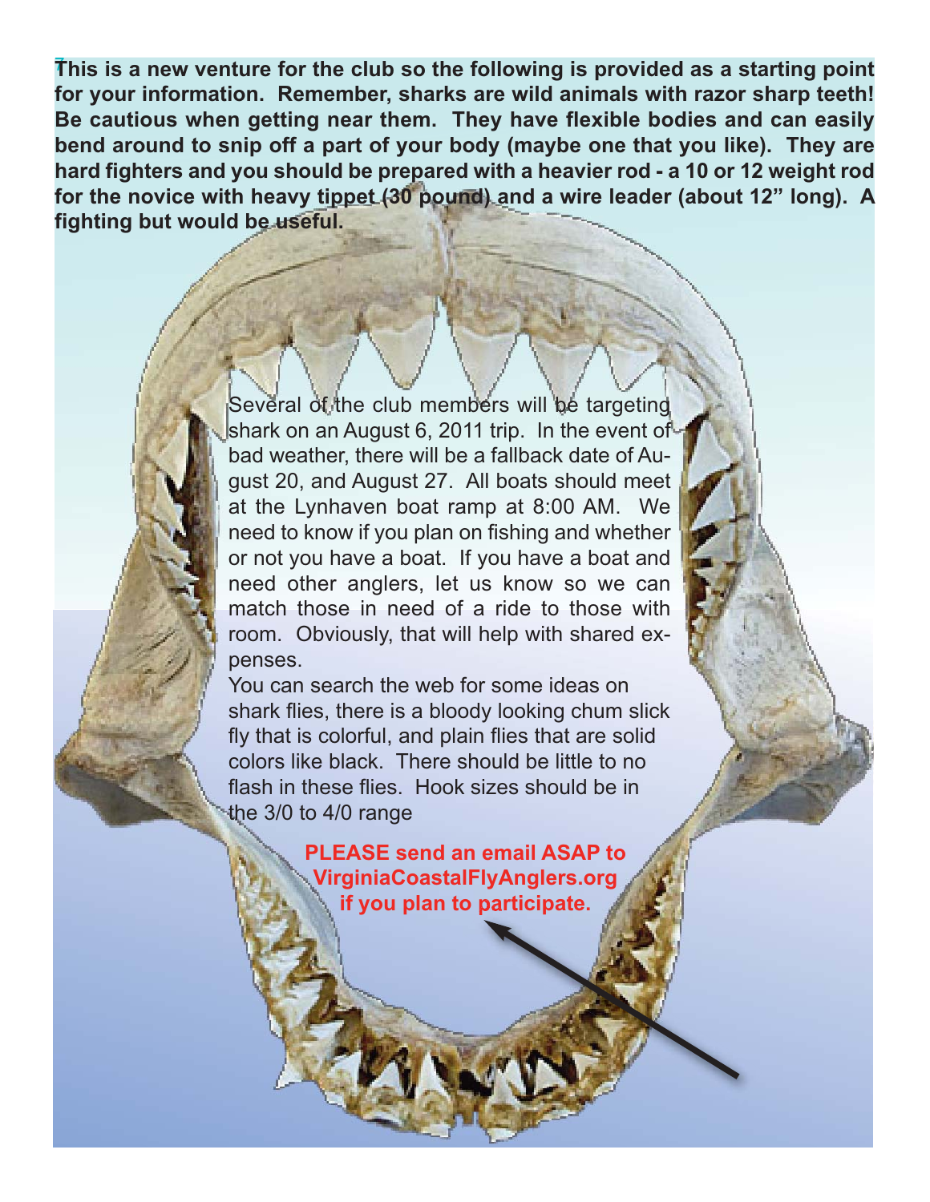**This is a new venture for the club so the following is provided as a starting point for your information. Remember, sharks are wild animals with razor sharp teeth! Be cautious when getting near them. They have flexible bodies and can easily bend around to snip off a part of your body (maybe one that you like). They are hard fighters and you should be prepared with a heavier rod - a 10 or 12 weight rod for the novice with heavy tippet (30 pound) and a wire leader (about 12" long). A fighting but would be useful.**

Several of the club members will be targeting shark on an August 6, 2011 trip. In the event of bad weather, there will be a fallback date of August 20, and August 27. All boats should meet at the Lynhaven boat ramp at 8:00 AM. We need to know if you plan on fishing and whether or not you have a boat. If you have a boat and need other anglers, let us know so we can match those in need of a ride to those with room. Obviously, that will help with shared expenses.

You can search the web for some ideas on shark flies, there is a bloody looking chum slick fly that is colorful, and plain flies that are solid colors like black. There should be little to no flash in these flies. Hook sizes should be in the 3/0 to 4/0 range

**PLEASE send an email ASAP to VirginiaCoastalFlyAnglers.org if you plan to participate.**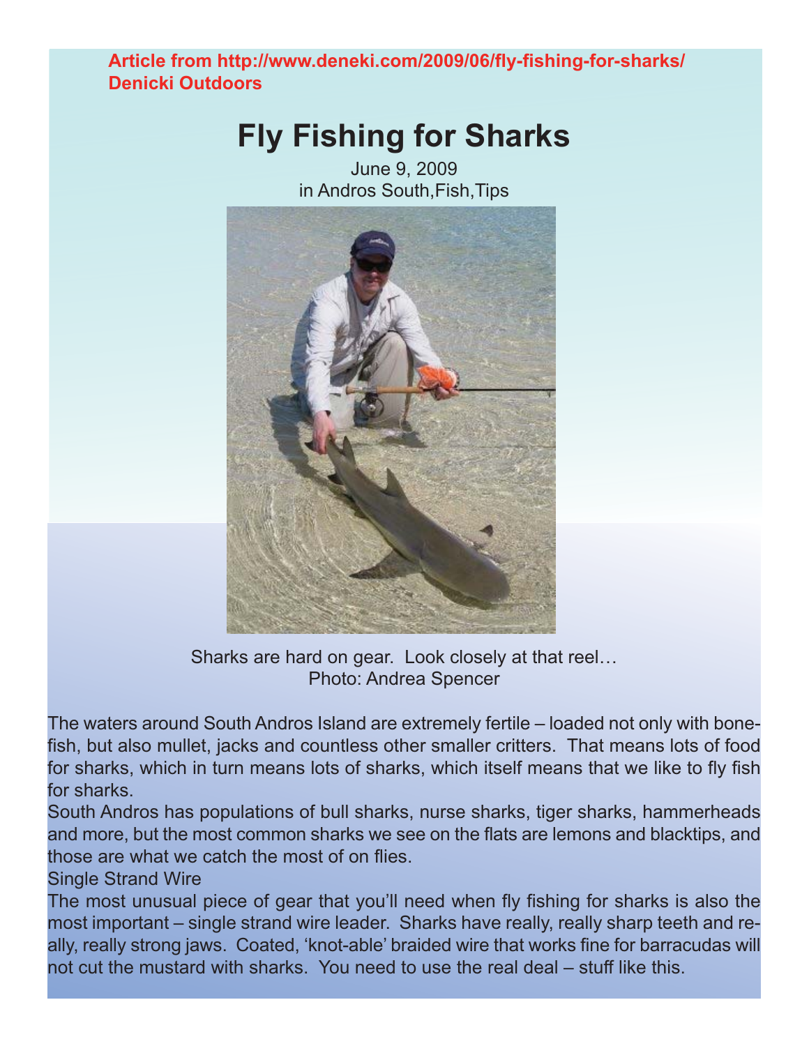**Article from http://www.deneki.com/2009/06/fly-fishing-for-sharks/**
**Denicki Outdoors**

# Fly Fishing for Sharks

June 9, 2009
in Andros South,Fish,Tips

Sharks are hard on gear. Look closely at that reel…
Photo: Andrea Spencer

The waters around South Andros Island are extremely fertile – loaded not only with bonefish, but also mullet, jacks and countless other smaller critters. That means lots of food for sharks, which in turn means lots of sharks, which itself means that we like to fly fish for sharks.

South Andros has populations of bull sharks, nurse sharks, tiger sharks, hammerheads and more, but the most common sharks we see on the flats are lemons and blacktips, and those are what we catch the most of on flies.

## Single Strand Wire

The most unusual piece of gear that you'll need when fly fishing for sharks is also the most important – single strand wire leader. Sharks have really, really sharp teeth and really, really strong jaws. Coated, 'knot-able' braided wire that works fine for barracudas will not cut the mustard with sharks. You need to use the real deal – stuff like this.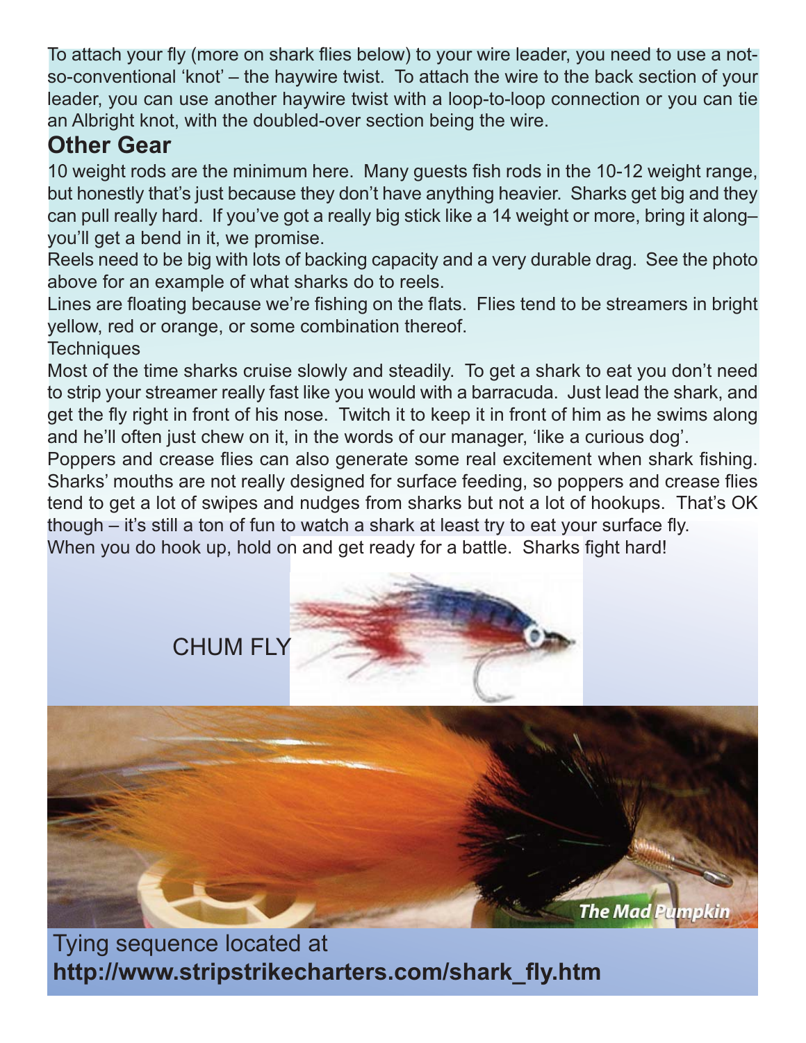To attach your fly (more on shark flies below) to your wire leader, you need to use a not-so-conventional 'knot' – the haywire twist. To attach the wire to the back section of your leader, you can use another haywire twist with a loop-to-loop connection or you can tie an Albright knot, with the doubled-over section being the wire.

## Other Gear

10 weight rods are the minimum here. Many guests fish rods in the 10-12 weight range, but honestly that's just because they don't have anything heavier. Sharks get big and they can pull really hard. If you've got a really big stick like a 14 weight or more, bring it along– you'll get a bend in it, we promise.

Reels need to be big with lots of backing capacity and a very durable drag. See the photo above for an example of what sharks do to reels.

Lines are floating because we're fishing on the flats. Flies tend to be streamers in bright yellow, red or orange, or some combination thereof.

Techniques

Most of the time sharks cruise slowly and steadily. To get a shark to eat you don't need to strip your streamer really fast like you would with a barracuda. Just lead the shark, and get the fly right in front of his nose. Twitch it to keep it in front of him as he swims along and he'll often just chew on it, in the words of our manager, 'like a curious dog'.

Poppers and crease flies can also generate some real excitement when shark fishing. Sharks' mouths are not really designed for surface feeding, so poppers and crease flies tend to get a lot of swipes and nudges from sharks but not a lot of hookups. That's OK though – it's still a ton of fun to watch a shark at least try to eat your surface fly.

When you do hook up, hold on and get ready for a battle. Sharks fight hard!

CHUM FLY

The Mad Pumpkin

Tying sequence located at
**http://www.stripstrikecharters.com/shark_fly.htm**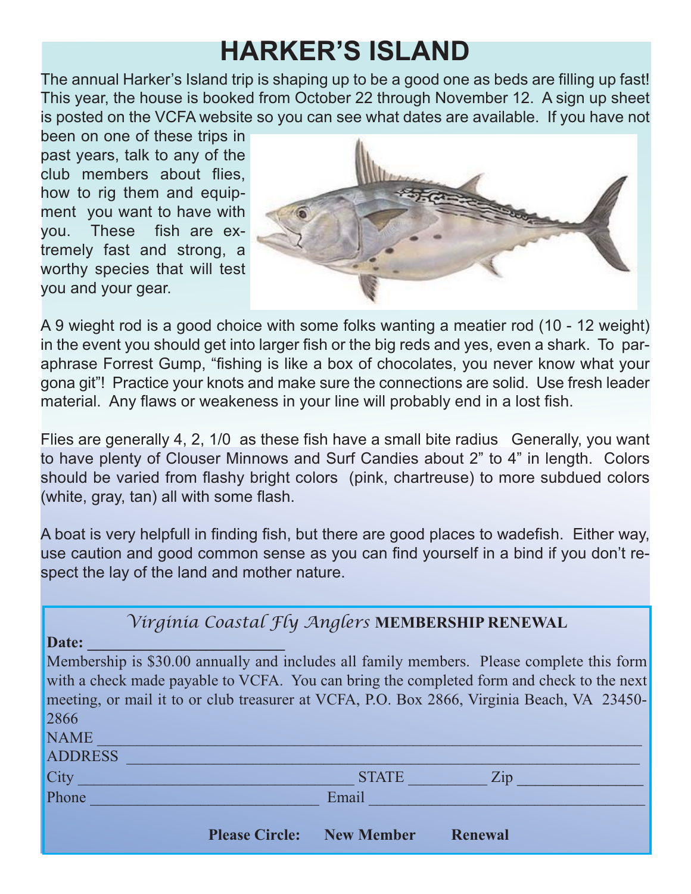# HARKER'S ISLAND

The annual Harker's Island trip is shaping up to be a good one as beds are filling up fast! This year, the house is booked from October 22 through November 12. A sign up sheet is posted on the VCFA website so you can see what dates are available. If you have not been on one of these trips in past years, talk to any of the club members about flies, how to rig them and equipment you want to have with you. These fish are extremely fast and strong, a worthy species that will test you and your gear.

A 9 wieght rod is a good choice with some folks wanting a meatier rod (10 - 12 weight) in the event you should get into larger fish or the big reds and yes, even a shark. To paraphrase Forrest Gump, "fishing is like a box of chocolates, you never know what your gona git"! Practice your knots and make sure the connections are solid. Use fresh leader material. Any flaws or weakeness in your line will probably end in a lost fish.

Flies are generally 4, 2, 1/0 as these fish have a small bite radius Generally, you want to have plenty of Clouser Minnows and Surf Candies about 2" to 4" in length. Colors should be varied from flashy bright colors (pink, chartreuse) to more subdued colors (white, gray, tan) all with some flash.

A boat is very helpfull in finding fish, but there are good places to wadefish. Either way, use caution and good common sense as you can find yourself in a bind if you don't respect the lay of the land and mother nature.

## *Virginia Coastal Fly Anglers* MEMBERSHIP RENEWAL

**Date:** ______________________

Membership is $30.00 annually and includes all family members. Please complete this form with a check made payable to VCFA. You can bring the completed form and check to the next meeting, or mail it to or club treasurer at VCFA, P.O. Box 2866, Virginia Beach, VA 23450-2866

NAME ____________________________________________

ADDRESS ____________________________________________

City ______________________ STATE _________ Zip _______________

Phone ______________________ Email ______________________

**Please Circle: New Member Renewal**